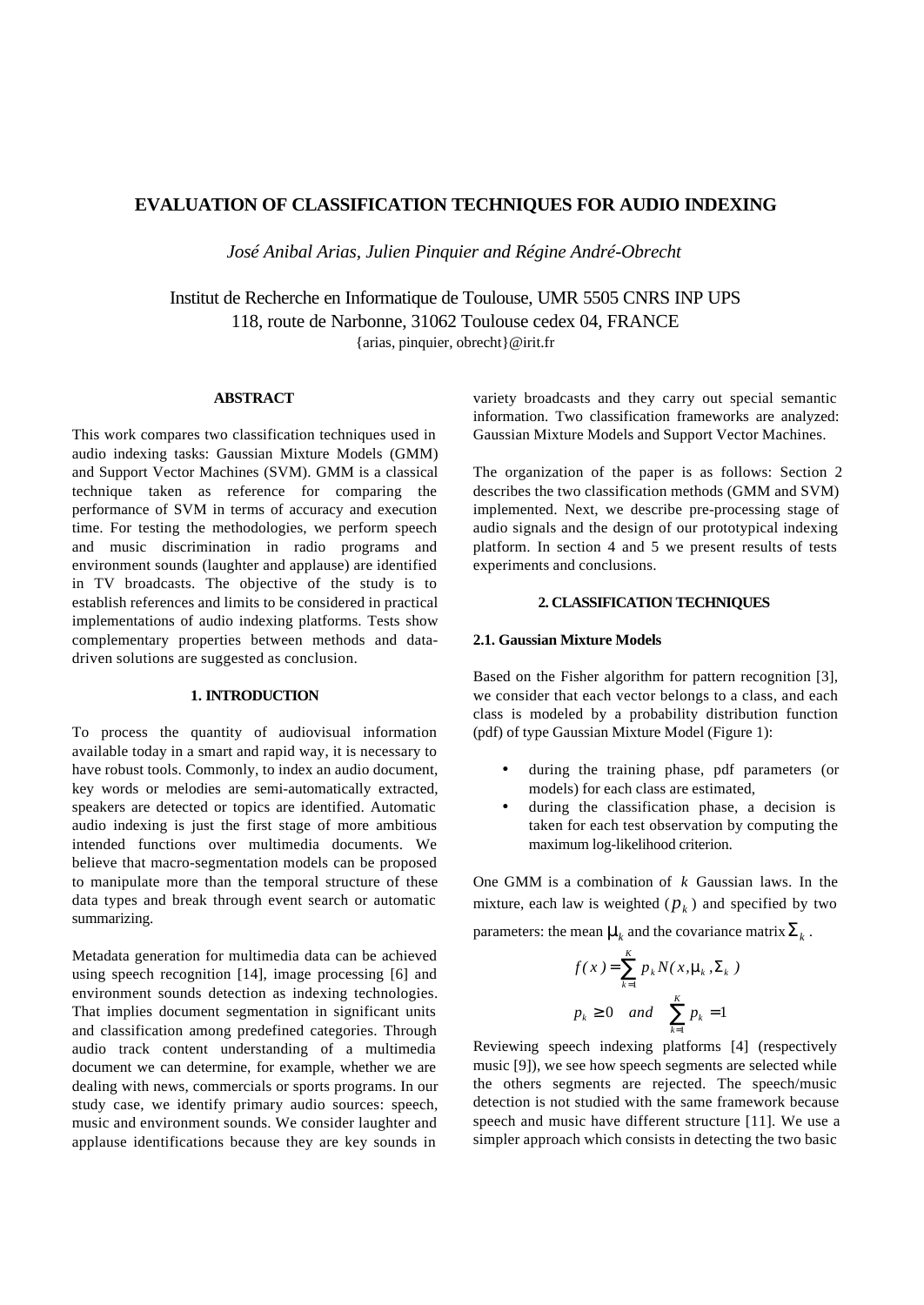# EVALUATION OF CLASSIFICATION TECHNIQUES FOR AUDIO INDEXING

*José Anibal Arias, Julien Pinquier and Régine André-Obrecht*

Institut de Recherche en Informatique de Toulouse, UMR 5505 CNRS INP UPS
118, route de Narbonne, 31062 Toulouse cedex 04, FRANCE
{arias, pinquier, obrecht}@irit.fr

## ABSTRACT

This work compares two classification techniques used in audio indexing tasks: Gaussian Mixture Models (GMM) and Support Vector Machines (SVM). GMM is a classical technique taken as reference for comparing the performance of SVM in terms of accuracy and execution time. For testing the methodologies, we perform speech and music discrimination in radio programs and environment sounds (laughter and applause) are identified in TV broadcasts. The objective of the study is to establish references and limits to be considered in practical implementations of audio indexing platforms. Tests show complementary properties between methods and data-driven solutions are suggested as conclusion.

## 1. INTRODUCTION

To process the quantity of audiovisual information available today in a smart and rapid way, it is necessary to have robust tools. Commonly, to index an audio document, key words or melodies are semi-automatically extracted, speakers are detected or topics are identified. Automatic audio indexing is just the first stage of more ambitious intended functions over multimedia documents. We believe that macro-segmentation models can be proposed to manipulate more than the temporal structure of these data types and break through event search or automatic summarizing.

Metadata generation for multimedia data can be achieved using speech recognition [14], image processing [6] and environment sounds detection as indexing technologies. That implies document segmentation in significant units and classification among predefined categories. Through audio track content understanding of a multimedia document we can determine, for example, whether we are dealing with news, commercials or sports programs. In our study case, we identify primary audio sources: speech, music and environment sounds. We consider laughter and applause identifications because they are key sounds in variety broadcasts and they carry out special semantic information. Two classification frameworks are analyzed: Gaussian Mixture Models and Support Vector Machines.

The organization of the paper is as follows: Section 2 describes the two classification methods (GMM and SVM) implemented. Next, we describe pre-processing stage of audio signals and the design of our prototypical indexing platform. In section 4 and 5 we present results of tests experiments and conclusions.

## 2. CLASSIFICATION TECHNIQUES

### 2.1. Gaussian Mixture Models

Based on the Fisher algorithm for pattern recognition [3], we consider that each vector belongs to a class, and each class is modeled by a probability distribution function (pdf) of type Gaussian Mixture Model (Figure 1):

- during the training phase, pdf parameters (or models) for each class are estimated,
- during the classification phase, a decision is taken for each test observation by computing the maximum log-likelihood criterion.

One GMM is a combination of $k$ Gaussian laws. In the mixture, each law is weighted ($p_k$) and specified by two parameters: the mean $\mu_k$ and the covariance matrix $\Sigma_k$.

$$f(x) = \sum_{k=1}^{K} p_k N(x, \mu_k, \Sigma_k)$$

$$p_k \geq 0 \quad and \quad \sum_{k=1}^{K} p_k = 1$$

Reviewing speech indexing platforms [4] (respectively music [9]), we see how speech segments are selected while the others segments are rejected. The speech/music detection is not studied with the same framework because speech and music have different structure [11]. We use a simpler approach which consists in detecting the two basic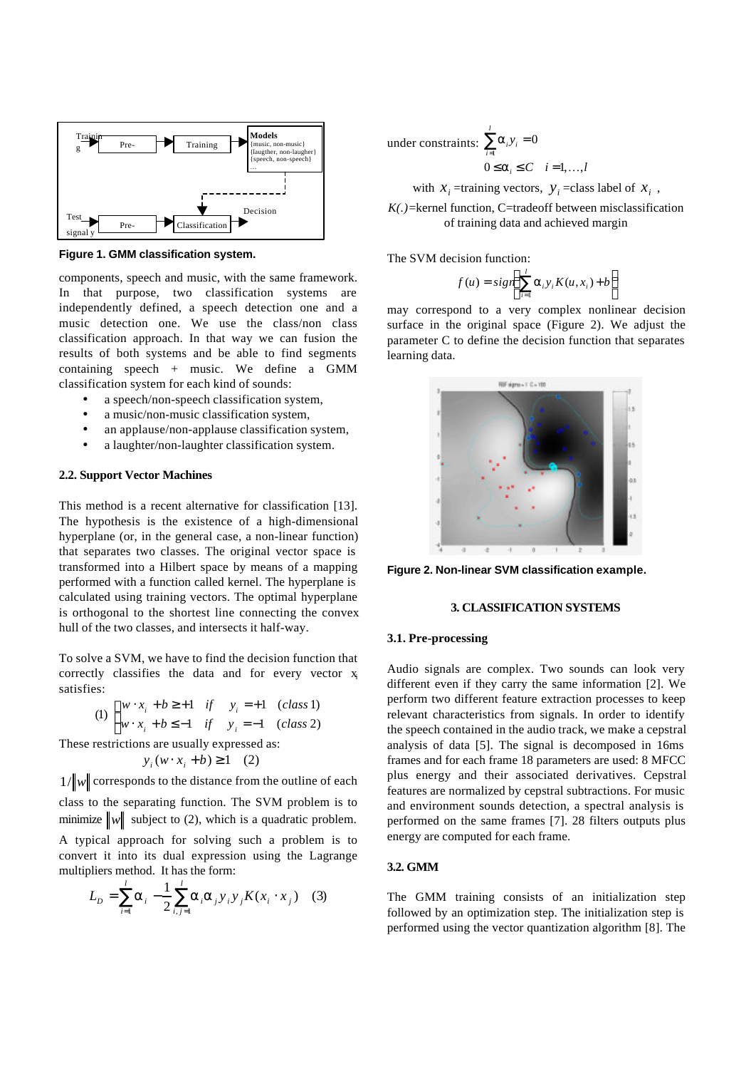Figure 1. GMM classification system.

components, speech and music, with the same framework. In that purpose, two classification systems are independently defined, a speech detection one and a music detection one. We use the class/non class classification approach. In that way we can fusion the results of both systems and be able to find segments containing speech + music. We define a GMM classification system for each kind of sounds:

- a speech/non-speech classification system,
- a music/non-music classification system,
- an applause/non-applause classification system,
- a laughter/non-laughter classification system.

### 2.2. Support Vector Machines

This method is a recent alternative for classification [13]. The hypothesis is the existence of a high-dimensional hyperplane (or, in the general case, a non-linear function) that separates two classes. The original vector space is transformed into a Hilbert space by means of a mapping performed with a function called kernel. The hyperplane is calculated using training vectors. The optimal hyperplane is orthogonal to the shortest line connecting the convex hull of the two classes, and intersects it half-way.

To solve a SVM, we have to find the decision function that correctly classifies the data and for every vector $x_i$ satisfies:

$$(1) \quad \begin{cases} w \cdot x_i + b \geq +1 & \text{if} \quad y_i = +1 \quad (\text{class } 1) \\ w \cdot x_i + b \leq -1 & \text{if} \quad y_i = -1 \quad (\text{class } 2) \end{cases}$$

These restrictions are usually expressed as:

$$y_i (w \cdot x_i + b) \geq 1 \quad (2)$$

$1/\|w\|$ corresponds to the distance from the outline of each class to the separating function. The SVM problem is to minimize $\|w\|$ subject to (2), which is a quadratic problem. A typical approach for solving such a problem is to convert it into its dual expression using the Lagrange multipliers method. It has the form:

$$L_D = \sum_{i=1}^{l} \alpha_i - \frac{1}{2} \sum_{i,j=1}^{l} \alpha_i \alpha_j y_i y_j K(x_i \cdot x_j) \quad (3)$$

under constraints: $\sum_{i=1}^{l} \alpha_i y_i = 0$

$$0 \leq \alpha_i \leq C \quad i = 1, \ldots, l$$

with $x_i$ =training vectors, $y_i$ =class label of $x_i$ ,
$K(.)$=kernel function, C=tradeoff between misclassification of training data and achieved margin

The SVM decision function:

$$f(u) = sign\left( \sum_{i=1}^{l} \alpha_i y_i K(u, x_i) + b \right)$$

may correspond to a very complex nonlinear decision surface in the original space (Figure 2). We adjust the parameter C to define the decision function that separates learning data.

Figure 2. Non-linear SVM classification example.

## 3. CLASSIFICATION SYSTEMS

### 3.1. Pre-processing

Audio signals are complex. Two sounds can look very different even if they carry the same information [2]. We perform two different feature extraction processes to keep relevant characteristics from signals. In order to identify the speech contained in the audio track, we make a cepstral analysis of data [5]. The signal is decomposed in 16ms frames and for each frame 18 parameters are used: 8 MFCC plus energy and their associated derivatives. Cepstral features are normalized by cepstral subtractions. For music and environment sounds detection, a spectral analysis is performed on the same frames [7]. 28 filters outputs plus energy are computed for each frame.

### 3.2. GMM

The GMM training consists of an initialization step followed by an optimization step. The initialization step is performed using the vector quantization algorithm [8]. The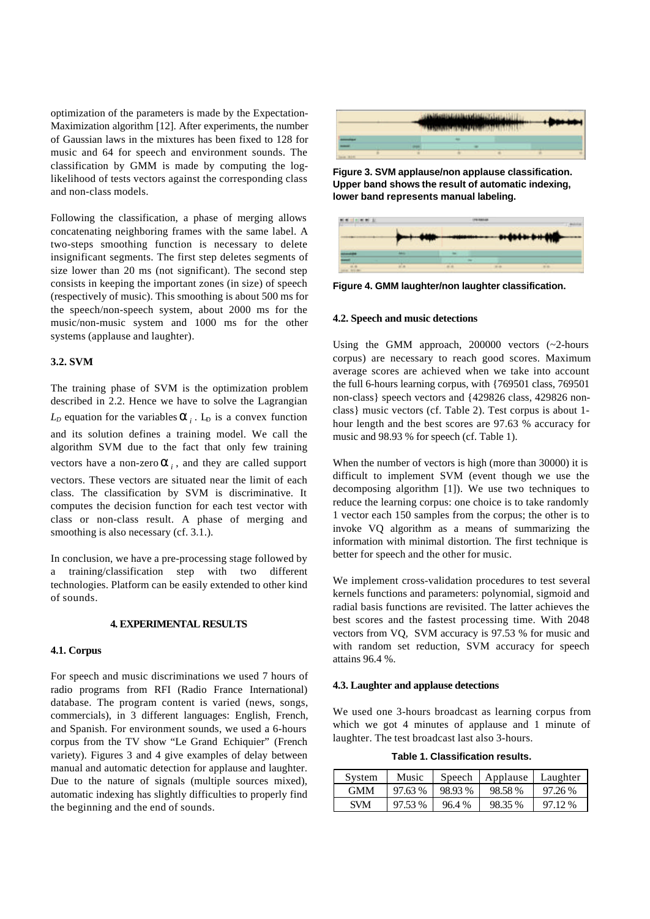optimization of the parameters is made by the Expectation-Maximization algorithm [12]. After experiments, the number of Gaussian laws in the mixtures has been fixed to 128 for music and 64 for speech and environment sounds. The classification by GMM is made by computing the log-likelihood of tests vectors against the corresponding class and non-class models.

Following the classification, a phase of merging allows concatenating neighboring frames with the same label. A two-steps smoothing function is necessary to delete insignificant segments. The first step deletes segments of size lower than 20 ms (not significant). The second step consists in keeping the important zones (in size) of speech (respectively of music). This smoothing is about 500 ms for the speech/non-speech system, about 2000 ms for the music/non-music system and 1000 ms for the other systems (applause and laughter).

### 3.2. SVM

The training phase of SVM is the optimization problem described in 2.2. Hence we have to solve the Lagrangian $L_D$ equation for the variables $\alpha_i$. $L_D$ is a convex function and its solution defines a training model. We call the algorithm SVM due to the fact that only few training vectors have a non-zero $\alpha_i$, and they are called support vectors. These vectors are situated near the limit of each class. The classification by SVM is discriminative. It computes the decision function for each test vector with class or non-class result. A phase of merging and smoothing is also necessary (cf. 3.1.).

In conclusion, we have a pre-processing stage followed by a training/classification step with two different technologies. Platform can be easily extended to other kind of sounds.

## 4. EXPERIMENTAL RESULTS

### 4.1. Corpus

For speech and music discriminations we used 7 hours of radio programs from RFI (Radio France International) database. The program content is varied (news, songs, commercials), in 3 different languages: English, French, and Spanish. For environment sounds, we used a 6-hours corpus from the TV show "Le Grand Echiquier" (French variety). Figures 3 and 4 give examples of delay between manual and automatic detection for applause and laughter. Due to the nature of signals (multiple sources mixed), automatic indexing has slightly difficulties to properly find the beginning and the end of sounds.

**Figure 3. SVM applause/non applause classification. Upper band shows the result of automatic indexing, lower band represents manual labeling.**

**Figure 4. GMM laughter/non laughter classification.**

### 4.2. Speech and music detections

Using the GMM approach, 200000 vectors (~2-hours corpus) are necessary to reach good scores. Maximum average scores are achieved when we take into account the full 6-hours learning corpus, with {769501 class, 769501 non-class} speech vectors and {429826 class, 429826 non-class} music vectors (cf. Table 2). Test corpus is about 1-hour length and the best scores are 97.63 % accuracy for music and 98.93 % for speech (cf. Table 1).

When the number of vectors is high (more than 30000) it is difficult to implement SVM (event though we use the decomposing algorithm [1]). We use two techniques to reduce the learning corpus: one choice is to take randomly 1 vector each 150 samples from the corpus; the other is to invoke VQ algorithm as a means of summarizing the information with minimal distortion. The first technique is better for speech and the other for music.

We implement cross-validation procedures to test several kernels functions and parameters: polynomial, sigmoid and radial basis functions are revisited. The latter achieves the best scores and the fastest processing time. With 2048 vectors from VQ, SVM accuracy is 97.53 % for music and with random set reduction, SVM accuracy for speech attains 96.4 %.

### 4.3. Laughter and applause detections

We used one 3-hours broadcast as learning corpus from which we got 4 minutes of applause and 1 minute of laughter. The test broadcast last also 3-hours.

**Table 1. Classification results.**

| System | Music | Speech | Applause | Laughter |
|---|---|---|---|---|
| GMM | 97.63 % | 98.93 % | 98.58 % | 97.26 % |
| SVM | 97.53 % | 96.4 % | 98.35 % | 97.12 % |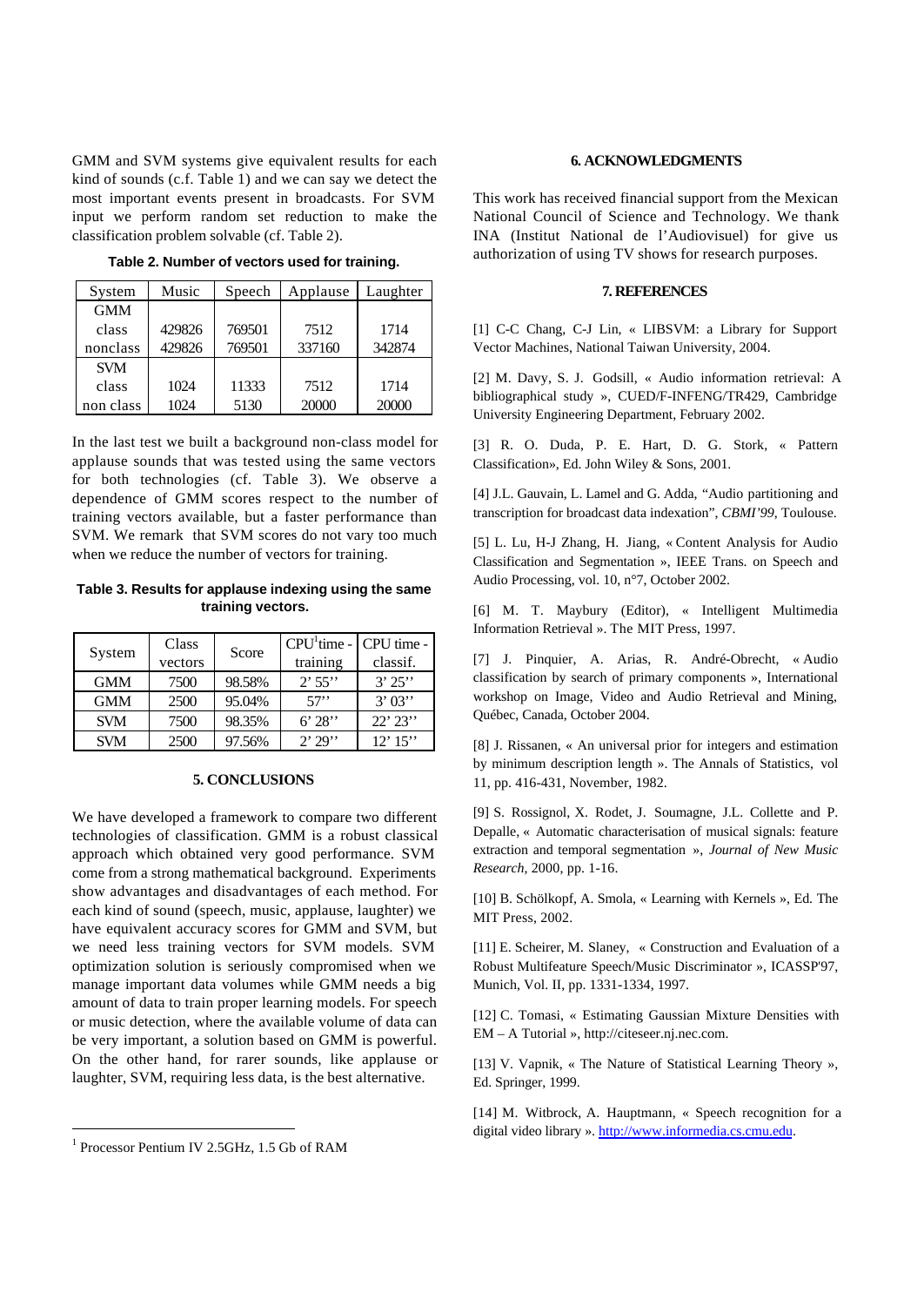GMM and SVM systems give equivalent results for each kind of sounds (c.f. Table 1) and we can say we detect the most important events present in broadcasts. For SVM input we perform random set reduction to make the classification problem solvable (cf. Table 2).

**Table 2. Number of vectors used for training.**

| System | Music | Speech | Applause | Laughter |
|---|---|---|---|---|
| GMM | | | | |
| class | 429826 | 769501 | 7512 | 1714 |
| nonclass | 429826 | 769501 | 337160 | 342874 |
| SVM | | | | |
| class | 1024 | 11333 | 7512 | 1714 |
| non class | 1024 | 5130 | 20000 | 20000 |

In the last test we built a background non-class model for applause sounds that was tested using the same vectors for both technologies (cf. Table 3). We observe a dependence of GMM scores respect to the number of training vectors available, but a faster performance than SVM. We remark that SVM scores do not vary too much when we reduce the number of vectors for training.

**Table 3. Results for applause indexing using the same training vectors.**

| System | Class vectors | Score | CPU[1]time - training | CPU time - classif. |
|---|---|---|---|---|
| GMM | 7500 | 98.58% | 2' 55'' | 3' 25'' |
| GMM | 2500 | 95.04% | 57'' | 3' 03'' |
| SVM | 7500 | 98.35% | 6' 28'' | 22' 23'' |
| SVM | 2500 | 97.56% | 2' 29'' | 12' 15'' |

## 5. CONCLUSIONS

We have developed a framework to compare two different technologies of classification. GMM is a robust classical approach which obtained very good performance. SVM come from a strong mathematical background. Experiments show advantages and disadvantages of each method. For each kind of sound (speech, music, applause, laughter) we have equivalent accuracy scores for GMM and SVM, but we need less training vectors for SVM models. SVM optimization solution is seriously compromised when we manage important data volumes while GMM needs a big amount of data to train proper learning models. For speech or music detection, where the available volume of data can be very important, a solution based on GMM is powerful. On the other hand, for rarer sounds, like applause or laughter, SVM, requiring less data, is the best alternative.

[1] Processor Pentium IV 2.5GHz, 1.5 Gb of RAM

## 6. ACKNOWLEDGMENTS

This work has received financial support from the Mexican National Council of Science and Technology. We thank INA (Institut National de l'Audiovisuel) for give us authorization of using TV shows for research purposes.

## 7. REFERENCES

[1] C-C Chang, C-J Lin, « LIBSVM: a Library for Support Vector Machines, National Taiwan University, 2004.

[2] M. Davy, S. J. Godsill, « Audio information retrieval: A bibliographical study », CUED/F-INFENG/TR429, Cambridge University Engineering Department, February 2002.

[3] R. O. Duda, P. E. Hart, D. G. Stork, « Pattern Classification», Ed. John Wiley & Sons, 2001.

[4] J.L. Gauvain, L. Lamel and G. Adda, "Audio partitioning and transcription for broadcast data indexation", *CBMI'99*, Toulouse.

[5] L. Lu, H-J Zhang, H. Jiang, « Content Analysis for Audio Classification and Segmentation », IEEE Trans. on Speech and Audio Processing, vol. 10, n°7, October 2002.

[6] M. T. Maybury (Editor), « Intelligent Multimedia Information Retrieval ». The MIT Press, 1997.

[7] J. Pinquier, A. Arias, R. André-Obrecht, « Audio classification by search of primary components », International workshop on Image, Video and Audio Retrieval and Mining, Québec, Canada, October 2004.

[8] J. Rissanen, « An universal prior for integers and estimation by minimum description length ». The Annals of Statistics, vol 11, pp. 416-431, November, 1982.

[9] S. Rossignol, X. Rodet, J. Soumagne, J.L. Collette and P. Depalle, « Automatic characterisation of musical signals: feature extraction and temporal segmentation », *Journal of New Music Research*, 2000, pp. 1-16.

[10] B. Schölkopf, A. Smola, « Learning with Kernels », Ed. The MIT Press, 2002.

[11] E. Scheirer, M. Slaney, « Construction and Evaluation of a Robust Multifeature Speech/Music Discriminator », ICASSP'97, Munich, Vol. II, pp. 1331-1334, 1997.

[12] C. Tomasi, « Estimating Gaussian Mixture Densities with EM – A Tutorial », http://citeseer.nj.nec.com.

[13] V. Vapnik, « The Nature of Statistical Learning Theory », Ed. Springer, 1999.

[14] M. Witbrock, A. Hauptmann, « Speech recognition for a digital video library ». http://www.informedia.cs.cmu.edu.